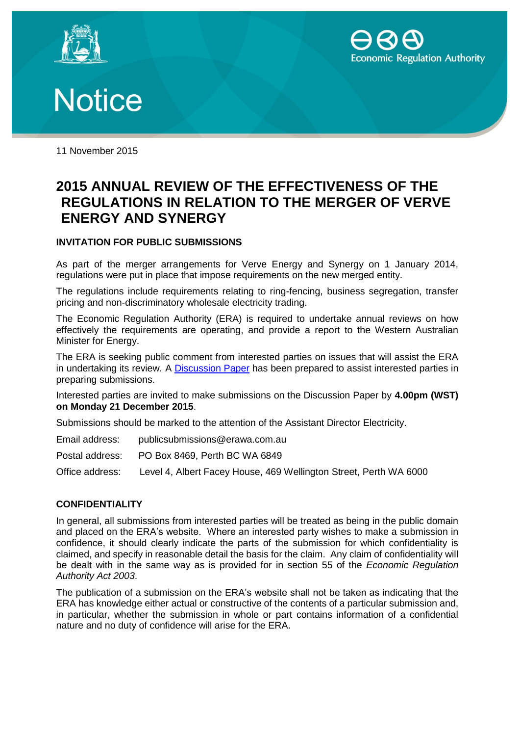# Notice

11 November 2015

## 2015 ANNUAL REVIEW OF THE EFFECTIVENESS OF THE REGULATIONS IN RELATION TO THE MERGER OF VERVE ENERGY AND SYNERGY

### INVITATION FOR PUBLIC SUBMISSIONS

As part of the merger arrangements for Verve Energy and Synergy on 1 January 2014, regulations were put in place that impose requirements on the new merged entity.

The regulations include requirements relating to ring-fencing, business segregation, transfer pricing and non-discriminatory wholesale electricity trading.

The Economic Regulation Authority (ERA) is required to undertake annual reviews on how effectively the requirements are operating, and provide a report to the Western Australian Minister for Energy.

The ERA is seeking public comment from interested parties on issues that will assist the ERA in undertaking its review. A Discussion Paper has been prepared to assist interested parties in preparing submissions.

Interested parties are invited to make submissions on the Discussion Paper by **4.00pm (WST) on Monday 21 December 2015**.

Submissions should be marked to the attention of the Assistant Director Electricity.

Email address: publicsubmissions@erawa.com.au

Postal address: PO Box 8469, Perth BC WA 6849

Office address: Level 4, Albert Facey House, 469 Wellington Street, Perth WA 6000

### CONFIDENTIALITY

In general, all submissions from interested parties will be treated as being in the public domain and placed on the ERA's website. Where an interested party wishes to make a submission in confidence, it should clearly indicate the parts of the submission for which confidentiality is claimed, and specify in reasonable detail the basis for the claim. Any claim of confidentiality will be dealt with in the same way as is provided for in section 55 of the *Economic Regulation Authority Act 2003*.

The publication of a submission on the ERA's website shall not be taken as indicating that the ERA has knowledge either actual or constructive of the contents of a particular submission and, in particular, whether the submission in whole or part contains information of a confidential nature and no duty of confidence will arise for the ERA.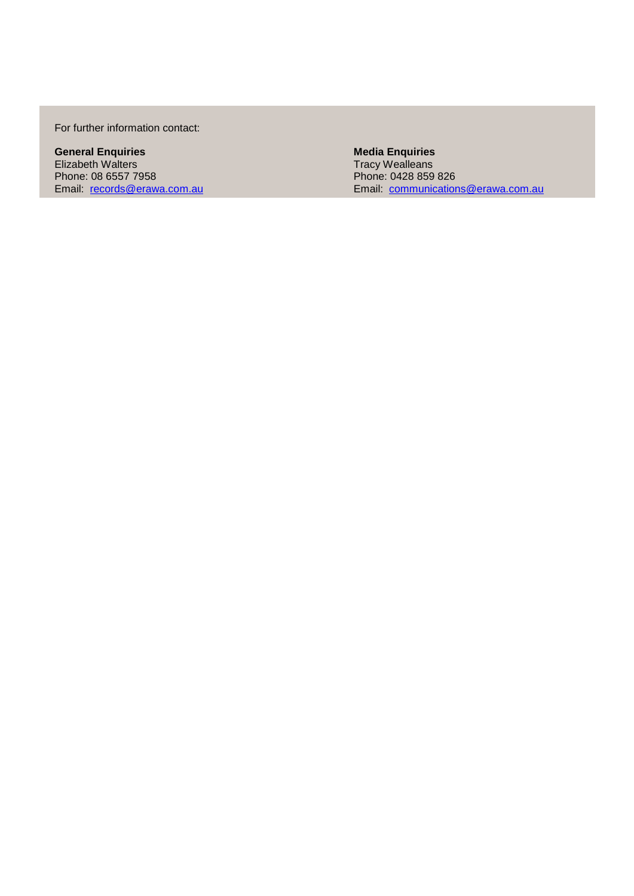For further information contact:

**General Enquiries**
Elizabeth Walters
Phone: 08 6557 7958
Email: records@erawa.com.au

**Media Enquiries**
Tracy Wealleans
Phone: 0428 859 826
Email: communications@erawa.com.au